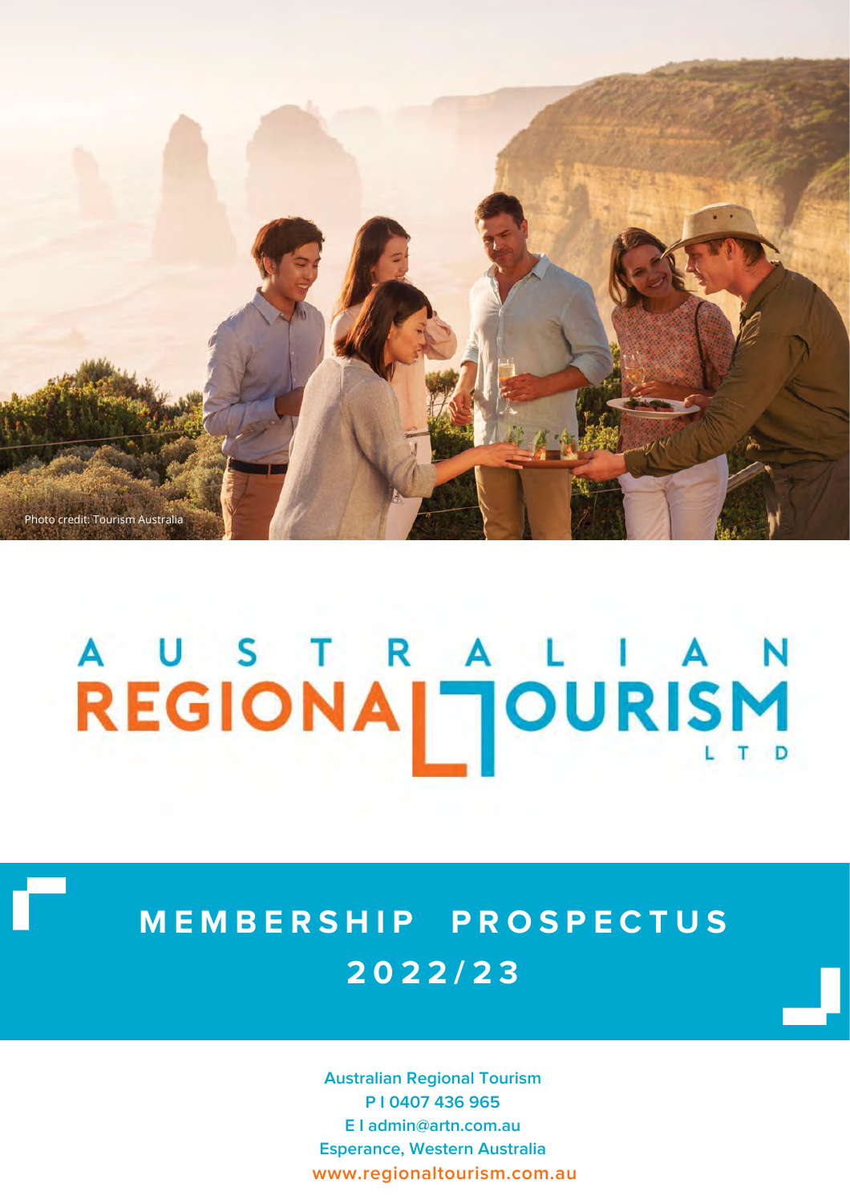Photo credit: Tourism Australia

# AUSTRALIAN REGIONAL TOURISM LTD

## MEMBERSHIP PROSPECTUS 2022/23

**Australian Regional Tourism**
**P | 0407 436 965**
**E | admin@artn.com.au**
**Esperance, Western Australia**
**www.regionaltourism.com.au**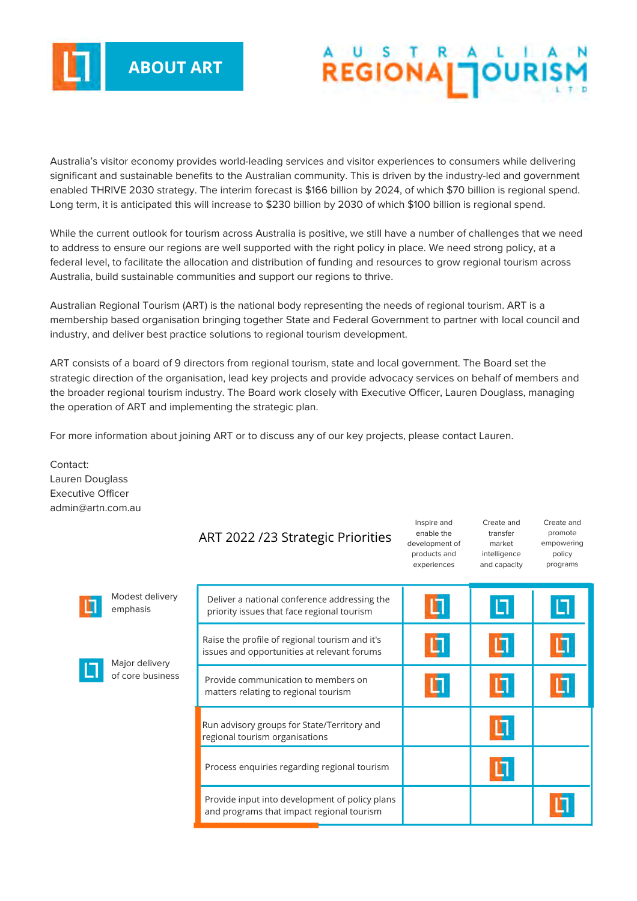# ABOUT ART

AUSTRALIAN REGIONAL TOURISM LTD

Australia's visitor economy provides world-leading services and visitor experiences to consumers while delivering significant and sustainable benefits to the Australian community. This is driven by the industry-led and government enabled THRIVE 2030 strategy. The interim forecast is $166 billion by 2024, of which $70 billion is regional spend. Long term, it is anticipated this will increase to $230 billion by 2030 of which $100 billion is regional spend.

While the current outlook for tourism across Australia is positive, we still have a number of challenges that we need to address to ensure our regions are well supported with the right policy in place. We need strong policy, at a federal level, to facilitate the allocation and distribution of funding and resources to grow regional tourism across Australia, build sustainable communities and support our regions to thrive.

Australian Regional Tourism (ART) is the national body representing the needs of regional tourism. ART is a membership based organisation bringing together State and Federal Government to partner with local council and industry, and deliver best practice solutions to regional tourism development.

ART consists of a board of 9 directors from regional tourism, state and local government. The Board set the strategic direction of the organisation, lead key projects and provide advocacy services on behalf of members and the broader regional tourism industry. The Board work closely with Executive Officer, Lauren Douglass, managing the operation of ART and implementing the strategic plan.

For more information about joining ART or to discuss any of our key projects, please contact Lauren.

Contact:
Lauren Douglass
Executive Officer
admin@artn.com.au

## ART 2022 /23 Strategic Priorities

Legend:
- Modest delivery emphasis (orange icon)
- Major delivery of core business (blue icon)

| Priority | Inspire and enable the development of products and experiences | Create and transfer market intelligence and capacity | Create and promote empowering policy programs |
|---|---|---|---|
| Deliver a national conference addressing the priority issues that face regional tourism | Modest | Major | Major |
| Raise the profile of regional tourism and it's issues and opportunities at relevant forums | Modest | Modest | Modest |
| Provide communication to members on matters relating to regional tourism | Modest | Modest | Modest |
| Run advisory groups for State/Territory and regional tourism organisations | | Modest | |
| Process enquiries regarding regional tourism | | Modest | |
| Provide input into development of policy plans and programs that impact regional tourism | | | Modest |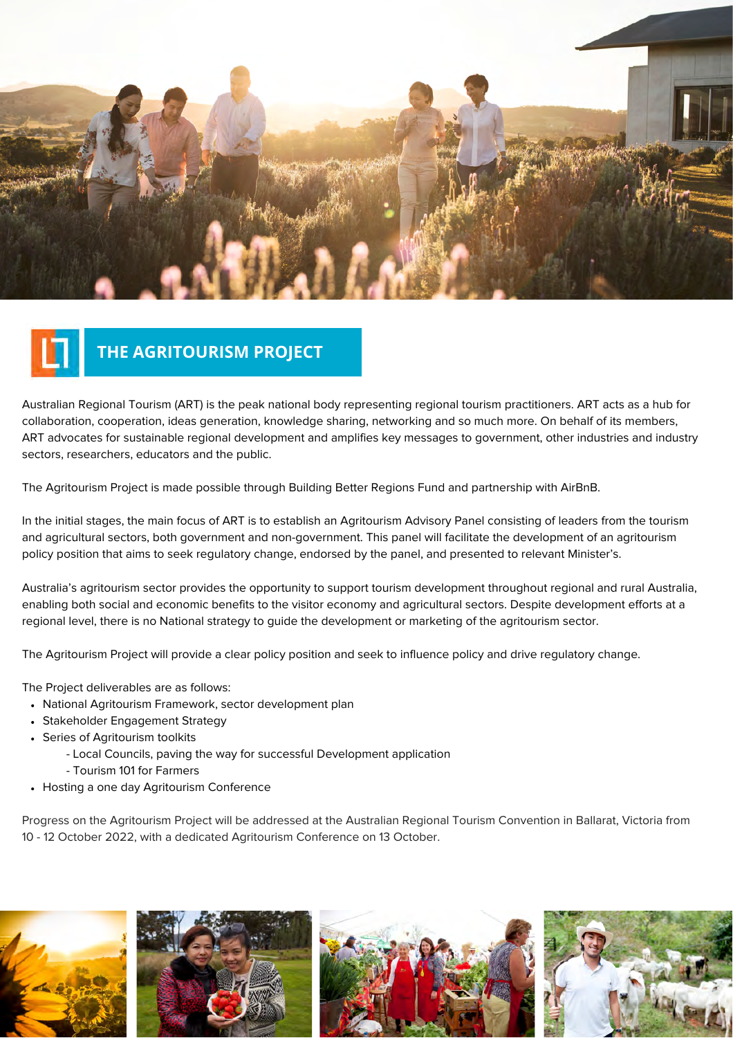# THE AGRITOURISM PROJECT

Australian Regional Tourism (ART) is the peak national body representing regional tourism practitioners. ART acts as a hub for collaboration, cooperation, ideas generation, knowledge sharing, networking and so much more. On behalf of its members, ART advocates for sustainable regional development and amplifies key messages to government, other industries and industry sectors, researchers, educators and the public.

The Agritourism Project is made possible through Building Better Regions Fund and partnership with AirBnB.

In the initial stages, the main focus of ART is to establish an Agritourism Advisory Panel consisting of leaders from the tourism and agricultural sectors, both government and non-government. This panel will facilitate the development of an agritourism policy position that aims to seek regulatory change, endorsed by the panel, and presented to relevant Minister's.

Australia's agritourism sector provides the opportunity to support tourism development throughout regional and rural Australia, enabling both social and economic benefits to the visitor economy and agricultural sectors. Despite development efforts at a regional level, there is no National strategy to guide the development or marketing of the agritourism sector.

The Agritourism Project will provide a clear policy position and seek to influence policy and drive regulatory change.

The Project deliverables are as follows:

- National Agritourism Framework, sector development plan
- Stakeholder Engagement Strategy
- Series of Agritourism toolkits
  - Local Councils, paving the way for successful Development application
  - Tourism 101 for Farmers
- Hosting a one day Agritourism Conference

Progress on the Agritourism Project will be addressed at the Australian Regional Tourism Convention in Ballarat, Victoria from 10 - 12 October 2022, with a dedicated Agritourism Conference on 13 October.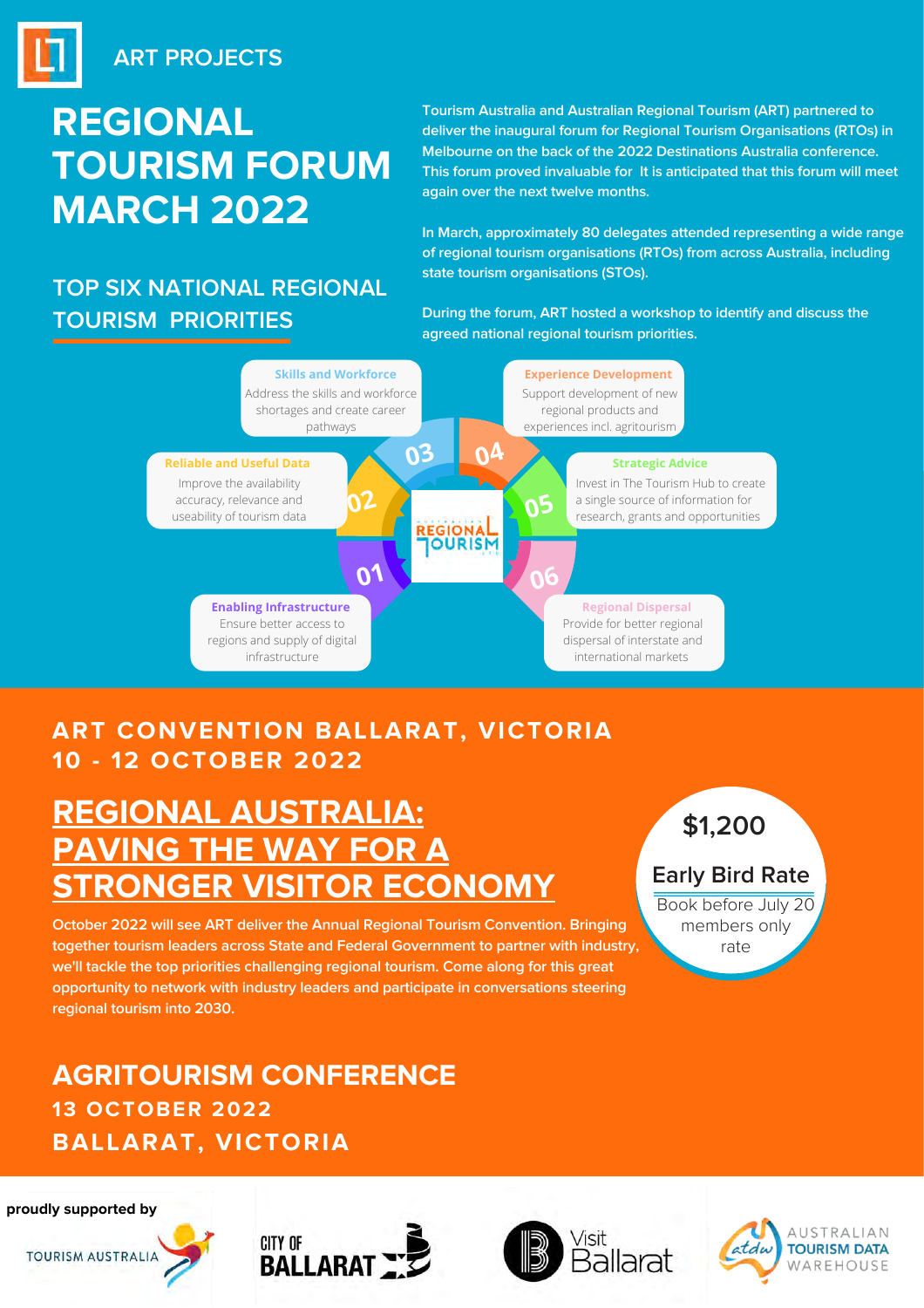ART PROJECTS

# REGIONAL TOURISM FORUM MARCH 2022

## TOP SIX NATIONAL REGIONAL TOURISM PRIORITIES

Tourism Australia and Australian Regional Tourism (ART) partnered to deliver the inaugural forum for Regional Tourism Organisations (RTOs) in Melbourne on the back of the 2022 Destinations Australia conference. This forum proved invaluable for It is anticipated that this forum will meet again over the next twelve months.

In March, approximately 80 delegates attended representing a wide range of regional tourism organisations (RTOs) from across Australia, including state tourism organisations (STOs).

During the forum, ART hosted a workshop to identify and discuss the agreed national regional tourism priorities.

**01 Enabling Infrastructure**
Ensure better access to regions and supply of digital infrastructure

**02 Reliable and Useful Data**
Improve the availability accuracy, relevance and useability of tourism data

**03 Skills and Workforce**
Address the skills and workforce shortages and create career pathways

**04 Experience Development**
Support development of new regional products and experiences incl. agritourism

**05 Strategic Advice**
Invest in The Tourism Hub to create a single source of information for research, grants and opportunities

**06 Regional Dispersal**
Provide for better regional dispersal of interstate and international markets

## ART CONVENTION BALLARAT, VICTORIA 10 - 12 OCTOBER 2022

## REGIONAL AUSTRALIA: PAVING THE WAY FOR A STRONGER VISITOR ECONOMY

October 2022 will see ART deliver the Annual Regional Tourism Convention. Bringing together tourism leaders across State and Federal Government to partner with industry, we'll tackle the top priorities challenging regional tourism. Come along for this great opportunity to network with industry leaders and participate in conversations steering regional tourism into 2030.

**$1,200**
**Early Bird Rate**
Book before July 20 members only rate

## AGRITOURISM CONFERENCE
**13 OCTOBER 2022**
**BALLARAT, VICTORIA**

proudly supported by

TOURISM AUSTRALIA | CITY OF BALLARAT | Visit Ballarat | AUSTRALIAN TOURISM DATA WAREHOUSE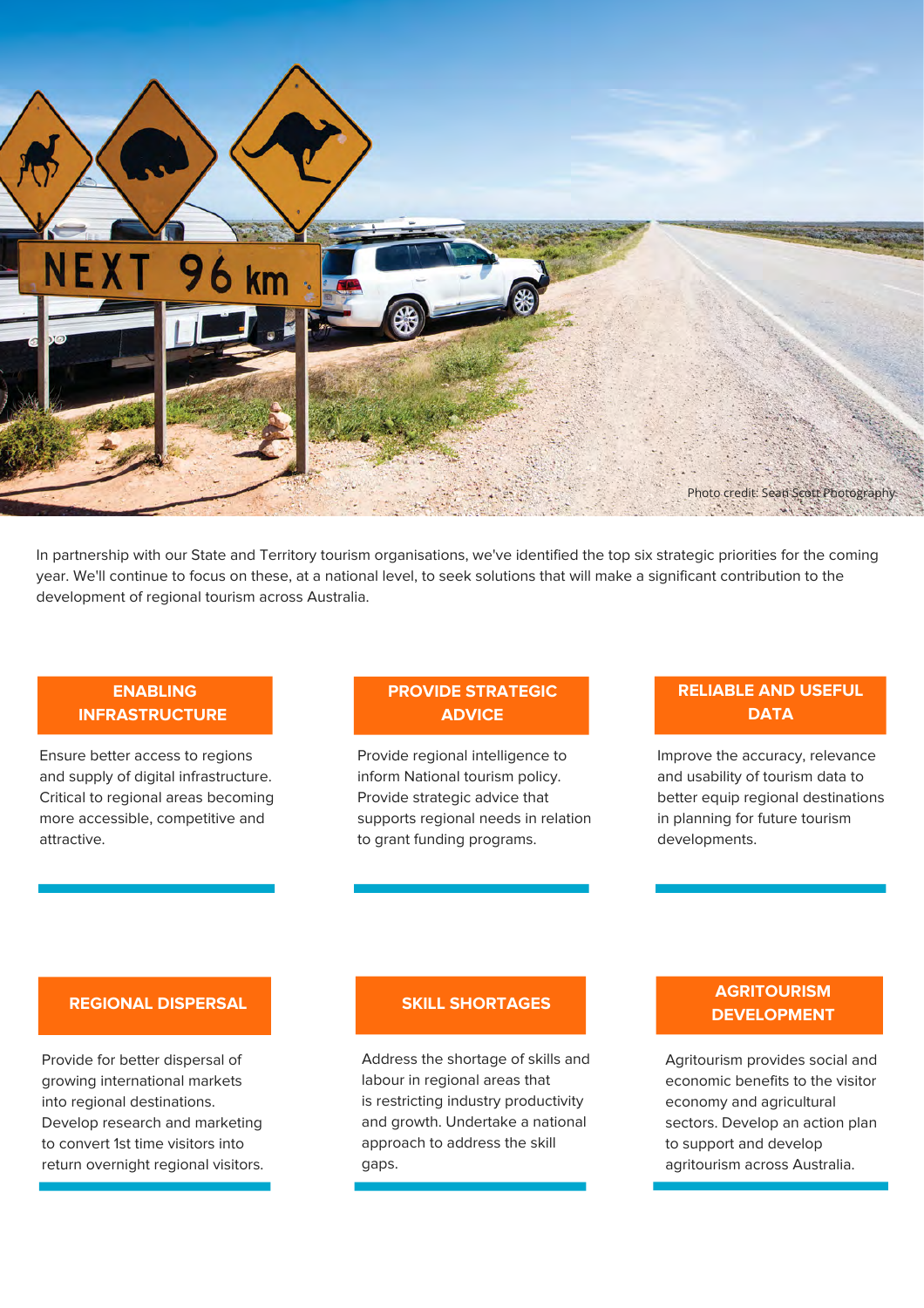Photo credit: Sean Scott Photography

In partnership with our State and Territory tourism organisations, we've identified the top six strategic priorities for the coming year. We'll continue to focus on these, at a national level, to seek solutions that will make a significant contribution to the development of regional tourism across Australia.

## ENABLING INFRASTRUCTURE

Ensure better access to regions and supply of digital infrastructure. Critical to regional areas becoming more accessible, competitive and attractive.

## PROVIDE STRATEGIC ADVICE

Provide regional intelligence to inform National tourism policy. Provide strategic advice that supports regional needs in relation to grant funding programs.

## RELIABLE AND USEFUL DATA

Improve the accuracy, relevance and usability of tourism data to better equip regional destinations in planning for future tourism developments.

## REGIONAL DISPERSAL

Provide for better dispersal of growing international markets into regional destinations. Develop research and marketing to convert 1st time visitors into return overnight regional visitors.

## SKILL SHORTAGES

Address the shortage of skills and labour in regional areas that is restricting industry productivity and growth. Undertake a national approach to address the skill gaps.

## AGRITOURISM DEVELOPMENT

Agritourism provides social and economic benefits to the visitor economy and agricultural sectors. Develop an action plan to support and develop agritourism across Australia.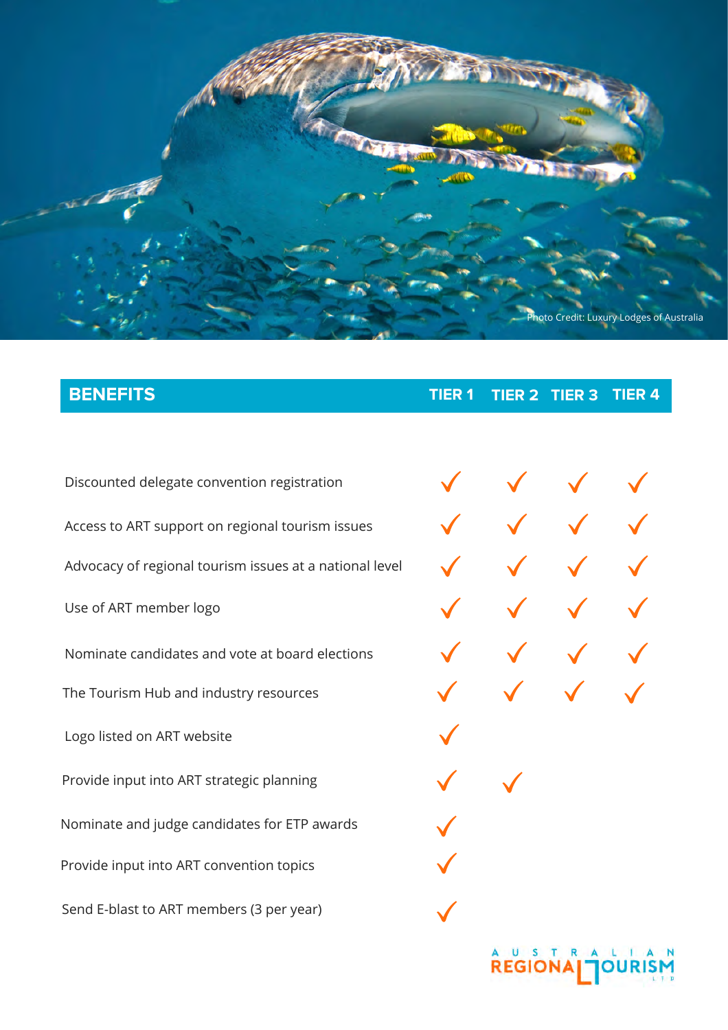Photo Credit: Luxury Lodges of Australia

| BENEFITS | TIER 1 | TIER 2 | TIER 3 | TIER 4 |
|---|---|---|---|---|
| Discounted delegate convention registration | ✓ | ✓ | ✓ | ✓ |
| Access to ART support on regional tourism issues | ✓ | ✓ | ✓ | ✓ |
| Advocacy of regional tourism issues at a national level | ✓ | ✓ | ✓ | ✓ |
| Use of ART member logo | ✓ | ✓ | ✓ | ✓ |
| Nominate candidates and vote at board elections | ✓ | ✓ | ✓ | ✓ |
| The Tourism Hub and industry resources | ✓ | ✓ | ✓ | ✓ |
| Logo listed on ART website | ✓ | | | |
| Provide input into ART strategic planning | ✓ | ✓ | | |
| Nominate and judge candidates for ETP awards | ✓ | | | |
| Provide input into ART convention topics | ✓ | | | |
| Send E-blast to ART members (3 per year) | ✓ | | | |

AUSTRALIAN REGIONAL TOURISM LTD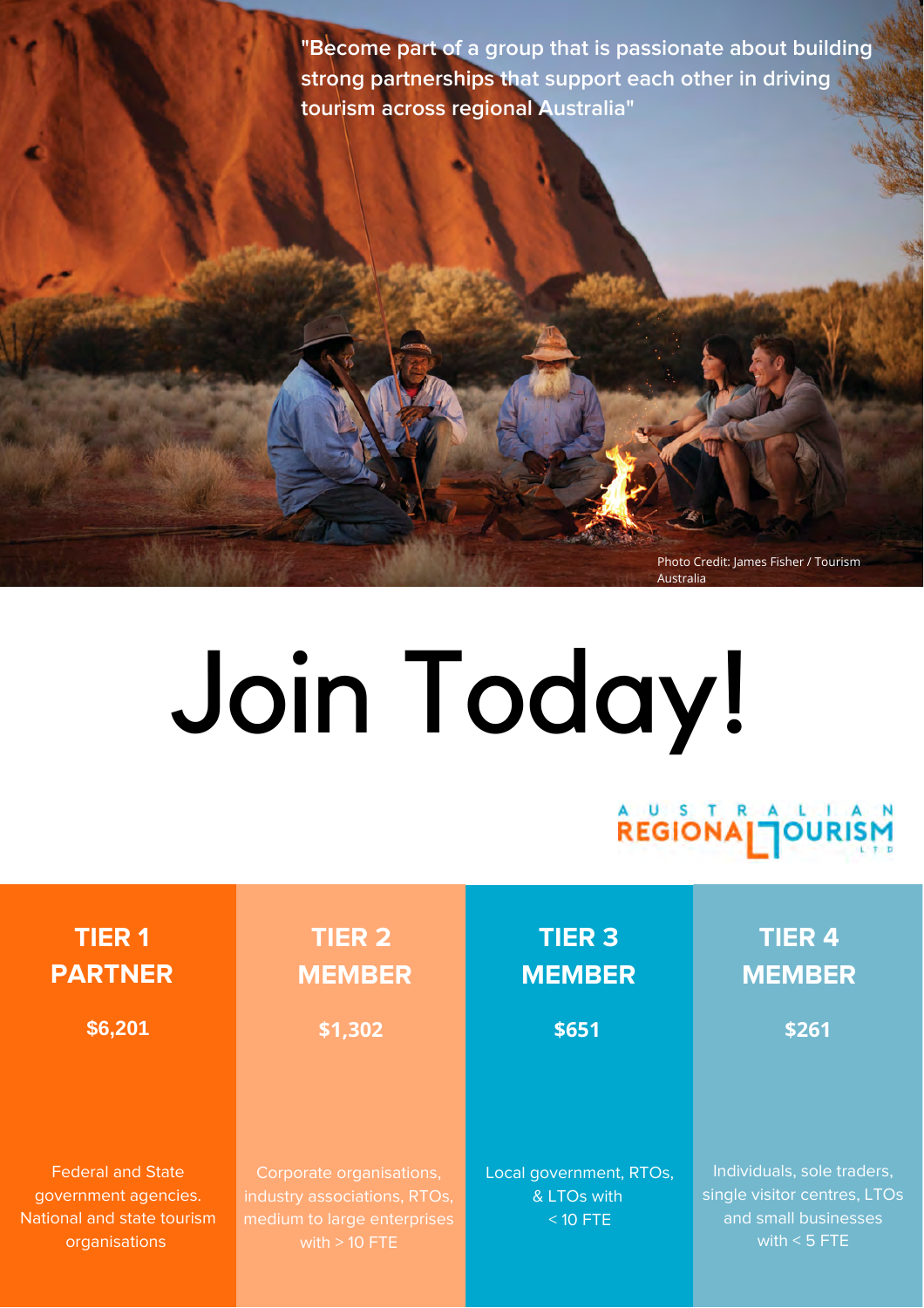"Become part of a group that is passionate about building strong partnerships that support each other in driving tourism across regional Australia"

Photo Credit: James Fisher / Tourism Australia

# Join Today!

AUSTRALIAN REGIONAL TOURISM LTD

| TIER 1 PARTNER | TIER 2 MEMBER | TIER 3 MEMBER | TIER 4 MEMBER |
|---|---|---|---|
| **$6,201** | **$1,302** | **$651** | **$261** |
| Federal and State government agencies. National and state tourism organisations | Corporate organisations, industry associations, RTOs, medium to large enterprises with > 10 FTE | Local government, RTOs, & LTOs with < 10 FTE | Individuals, sole traders, single visitor centres, LTOs and small businesses with < 5 FTE |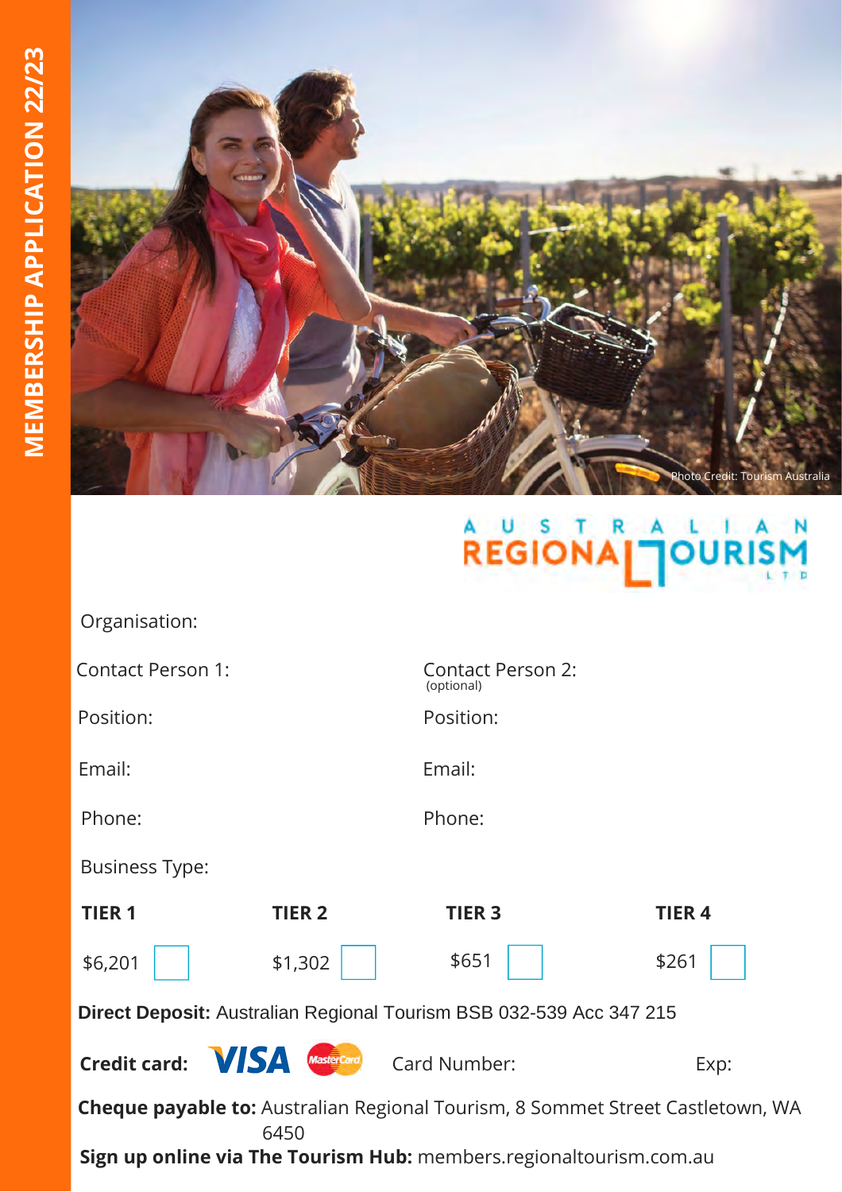MEMBERSHIP APPLICATION 22/23

Photo Credit: Tourism Australia

AUSTRALIAN REGIONAL TOURISM LTD

Organisation:

Contact Person 1:

Position:

Email:

Phone:

Contact Person 2:
(optional)

Position:

Email:

Phone:

Business Type:

| TIER 1 | TIER 2 | TIER 3 | TIER 4 |
| --- | --- | --- | --- |
| $6,201 ☐ | $1,302 ☐ | $651 ☐ | $261 ☐ |

**Direct Deposit:** Australian Regional Tourism BSB 032-539 Acc 347 215

**Credit card:** VISA MasterCard Card Number: Exp:

**Cheque payable to:** Australian Regional Tourism, 8 Sommet Street Castletown, WA 6450

**Sign up online via The Tourism Hub:** members.regionaltourism.com.au